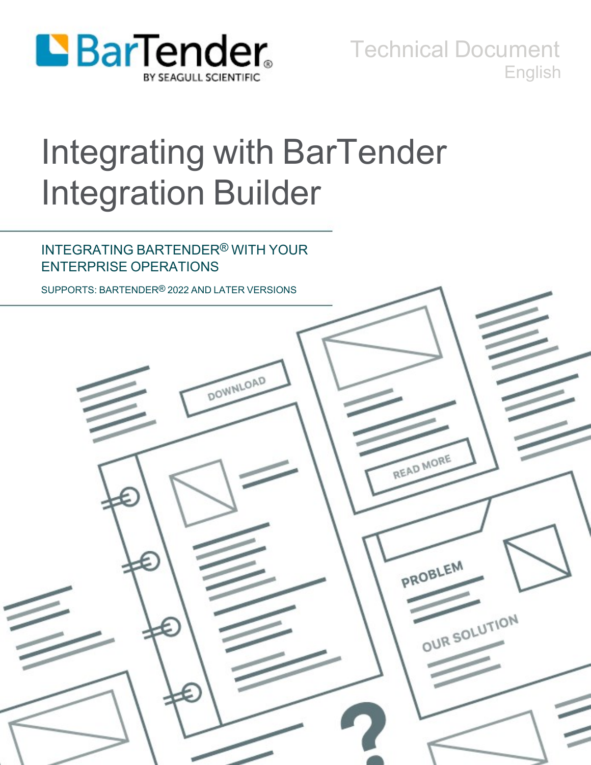BarTender
BY SEAGULL SCIENTIFIC

Technical Document
English

# Integrating with BarTender Integration Builder

## INTEGRATING BARTENDER® WITH YOUR ENTERPRISE OPERATIONS

SUPPORTS: BARTENDER® 2022 AND LATER VERSIONS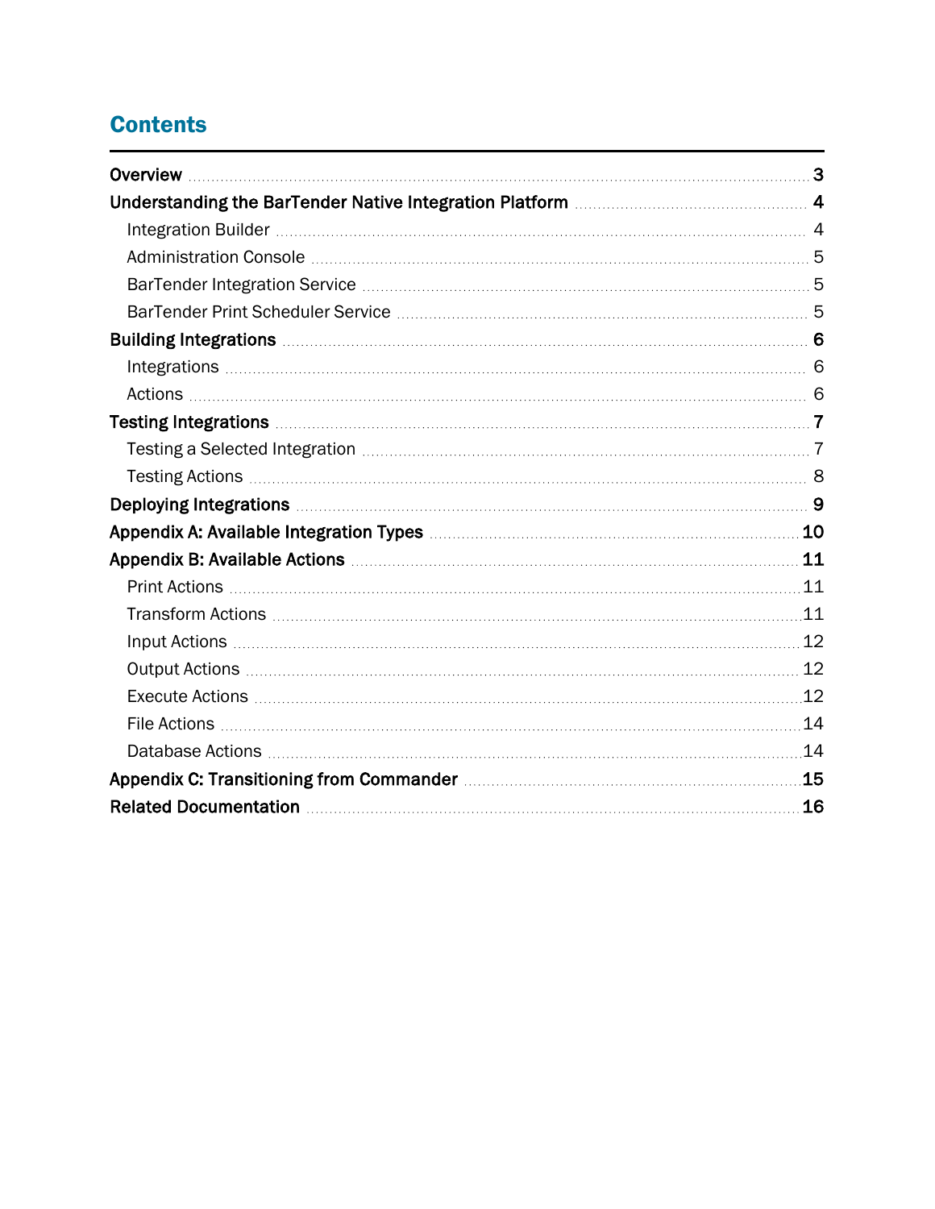# Contents

- **Overview** ... **3**
- **Understanding the BarTender Native Integration Platform** ... **4**
  - Integration Builder ... 4
  - Administration Console ... 5
  - BarTender Integration Service ... 5
  - BarTender Print Scheduler Service ... 5
- **Building Integrations** ... **6**
  - Integrations ... 6
  - Actions ... 6
- **Testing Integrations** ... **7**
  - Testing a Selected Integration ... 7
  - Testing Actions ... 8
- **Deploying Integrations** ... **9**
- **Appendix A: Available Integration Types** ... **10**
- **Appendix B: Available Actions** ... **11**
  - Print Actions ... 11
  - Transform Actions ... 11
  - Input Actions ... 12
  - Output Actions ... 12
  - Execute Actions ... 12
  - File Actions ... 14
  - Database Actions ... 14
- **Appendix C: Transitioning from Commander** ... **15**
- **Related Documentation** ... **16**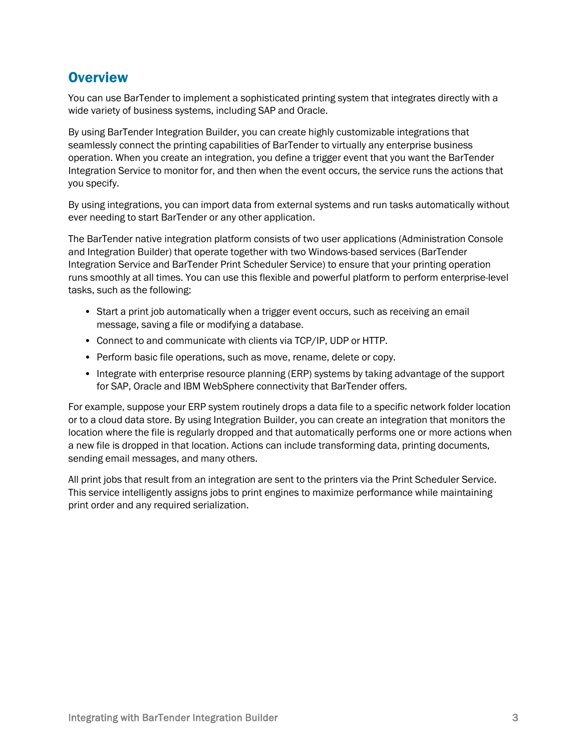## Overview

You can use BarTender to implement a sophisticated printing system that integrates directly with a wide variety of business systems, including SAP and Oracle.

By using BarTender Integration Builder, you can create highly customizable integrations that seamlessly connect the printing capabilities of BarTender to virtually any enterprise business operation. When you create an integration, you define a trigger event that you want the BarTender Integration Service to monitor for, and then when the event occurs, the service runs the actions that you specify.

By using integrations, you can import data from external systems and run tasks automatically without ever needing to start BarTender or any other application.

The BarTender native integration platform consists of two user applications (Administration Console and Integration Builder) that operate together with two Windows-based services (BarTender Integration Service and BarTender Print Scheduler Service) to ensure that your printing operation runs smoothly at all times. You can use this flexible and powerful platform to perform enterprise-level tasks, such as the following:

- Start a print job automatically when a trigger event occurs, such as receiving an email message, saving a file or modifying a database.
- Connect to and communicate with clients via TCP/IP, UDP or HTTP.
- Perform basic file operations, such as move, rename, delete or copy.
- Integrate with enterprise resource planning (ERP) systems by taking advantage of the support for SAP, Oracle and IBM WebSphere connectivity that BarTender offers.

For example, suppose your ERP system routinely drops a data file to a specific network folder location or to a cloud data store. By using Integration Builder, you can create an integration that monitors the location where the file is regularly dropped and that automatically performs one or more actions when a new file is dropped in that location. Actions can include transforming data, printing documents, sending email messages, and many others.

All print jobs that result from an integration are sent to the printers via the Print Scheduler Service. This service intelligently assigns jobs to print engines to maximize performance while maintaining print order and any required serialization.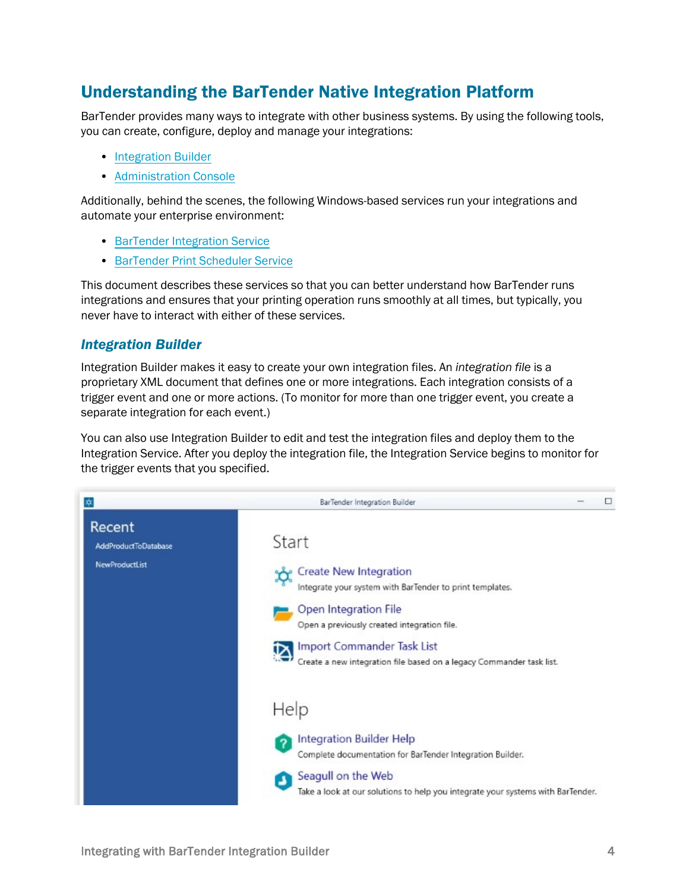## Understanding the BarTender Native Integration Platform

BarTender provides many ways to integrate with other business systems. By using the following tools, you can create, configure, deploy and manage your integrations:

- Integration Builder
- Administration Console

Additionally, behind the scenes, the following Windows-based services run your integrations and automate your enterprise environment:

- BarTender Integration Service
- BarTender Print Scheduler Service

This document describes these services so that you can better understand how BarTender runs integrations and ensures that your printing operation runs smoothly at all times, but typically, you never have to interact with either of these services.

### Integration Builder

Integration Builder makes it easy to create your own integration files. An *integration file* is a proprietary XML document that defines one or more integrations. Each integration consists of a trigger event and one or more actions. (To monitor for more than one trigger event, you create a separate integration for each event.)

You can also use Integration Builder to edit and test the integration files and deploy them to the Integration Service. After you deploy the integration file, the Integration Service begins to monitor for the trigger events that you specified.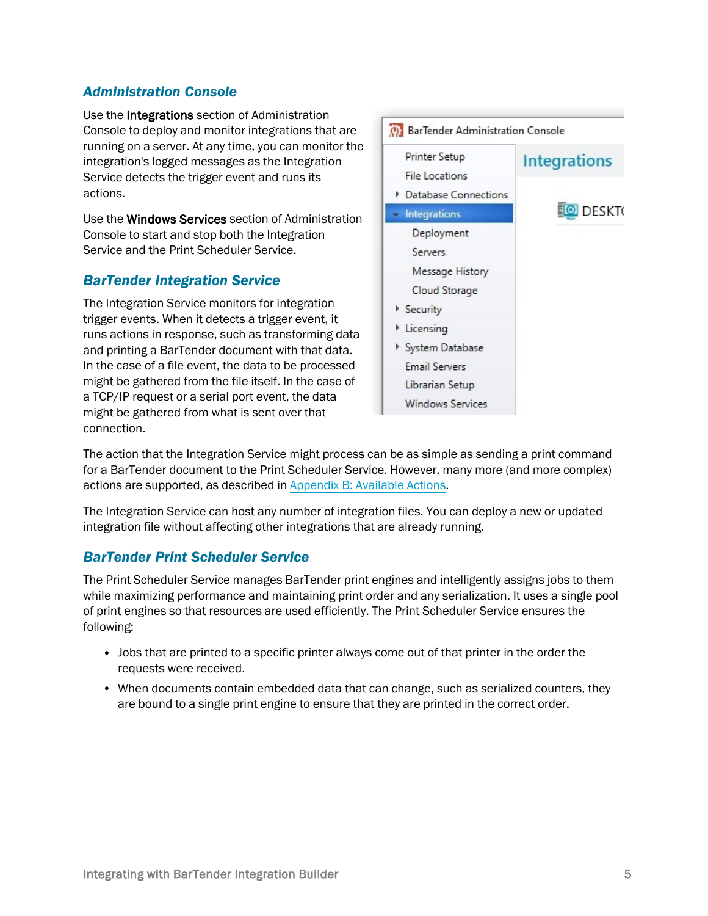### *Administration Console*

Use the **Integrations** section of Administration Console to deploy and monitor integrations that are running on a server. At any time, you can monitor the integration's logged messages as the Integration Service detects the trigger event and runs its actions.

Use the **Windows Services** section of Administration Console to start and stop both the Integration Service and the Print Scheduler Service.

### *BarTender Integration Service*

The Integration Service monitors for integration trigger events. When it detects a trigger event, it runs actions in response, such as transforming data and printing a BarTender document with that data. In the case of a file event, the data to be processed might be gathered from the file itself. In the case of a TCP/IP request or a serial port event, the data might be gathered from what is sent over that connection.

The action that the Integration Service might process can be as simple as sending a print command for a BarTender document to the Print Scheduler Service. However, many more (and more complex) actions are supported, as described in [Appendix B: Available Actions](#).

The Integration Service can host any number of integration files. You can deploy a new or updated integration file without affecting other integrations that are already running.

### *BarTender Print Scheduler Service*

The Print Scheduler Service manages BarTender print engines and intelligently assigns jobs to them while maximizing performance and maintaining print order and any serialization. It uses a single pool of print engines so that resources are used efficiently. The Print Scheduler Service ensures the following:

- Jobs that are printed to a specific printer always come out of that printer in the order the requests were received.
- When documents contain embedded data that can change, such as serialized counters, they are bound to a single print engine to ensure that they are printed in the correct order.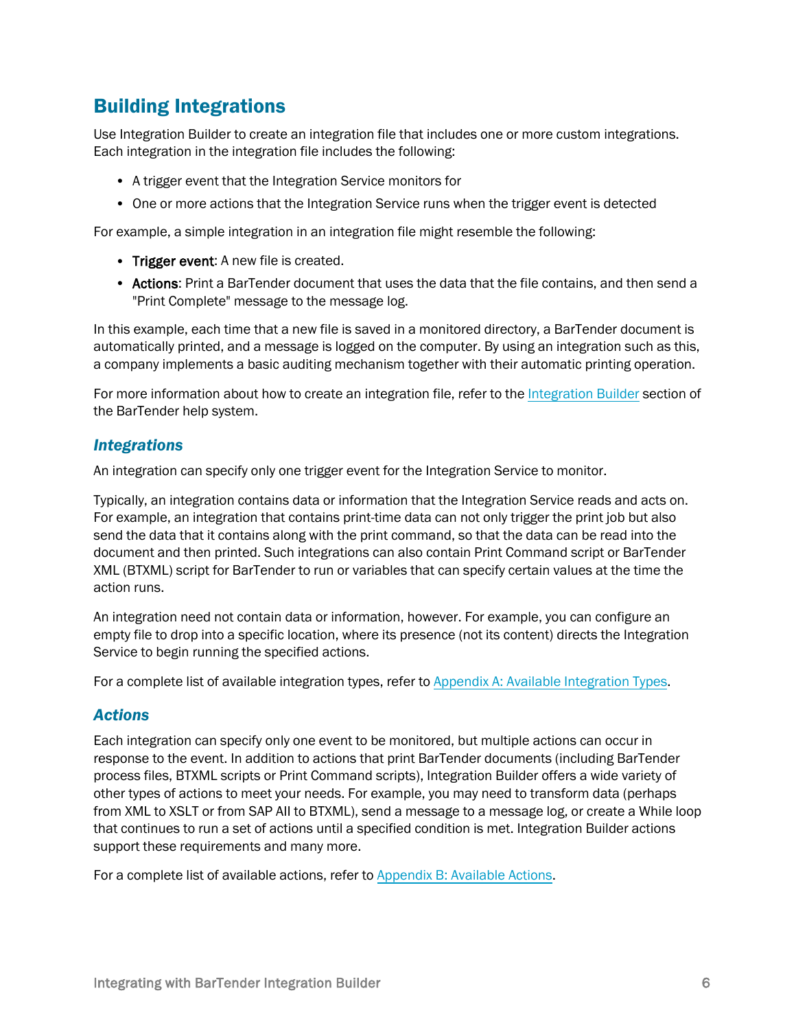# Building Integrations

Use Integration Builder to create an integration file that includes one or more custom integrations. Each integration in the integration file includes the following:

- A trigger event that the Integration Service monitors for
- One or more actions that the Integration Service runs when the trigger event is detected

For example, a simple integration in an integration file might resemble the following:

- **Trigger event**: A new file is created.
- **Actions**: Print a BarTender document that uses the data that the file contains, and then send a "Print Complete" message to the message log.

In this example, each time that a new file is saved in a monitored directory, a BarTender document is automatically printed, and a message is logged on the computer. By using an integration such as this, a company implements a basic auditing mechanism together with their automatic printing operation.

For more information about how to create an integration file, refer to the Integration Builder section of the BarTender help system.

## *Integrations*

An integration can specify only one trigger event for the Integration Service to monitor.

Typically, an integration contains data or information that the Integration Service reads and acts on. For example, an integration that contains print-time data can not only trigger the print job but also send the data that it contains along with the print command, so that the data can be read into the document and then printed. Such integrations can also contain Print Command script or BarTender XML (BTXML) script for BarTender to run or variables that can specify certain values at the time the action runs.

An integration need not contain data or information, however. For example, you can configure an empty file to drop into a specific location, where its presence (not its content) directs the Integration Service to begin running the specified actions.

For a complete list of available integration types, refer to Appendix A: Available Integration Types.

## *Actions*

Each integration can specify only one event to be monitored, but multiple actions can occur in response to the event. In addition to actions that print BarTender documents (including BarTender process files, BTXML scripts or Print Command scripts), Integration Builder offers a wide variety of other types of actions to meet your needs. For example, you may need to transform data (perhaps from XML to XSLT or from SAP AII to BTXML), send a message to a message log, or create a While loop that continues to run a set of actions until a specified condition is met. Integration Builder actions support these requirements and many more.

For a complete list of available actions, refer to Appendix B: Available Actions.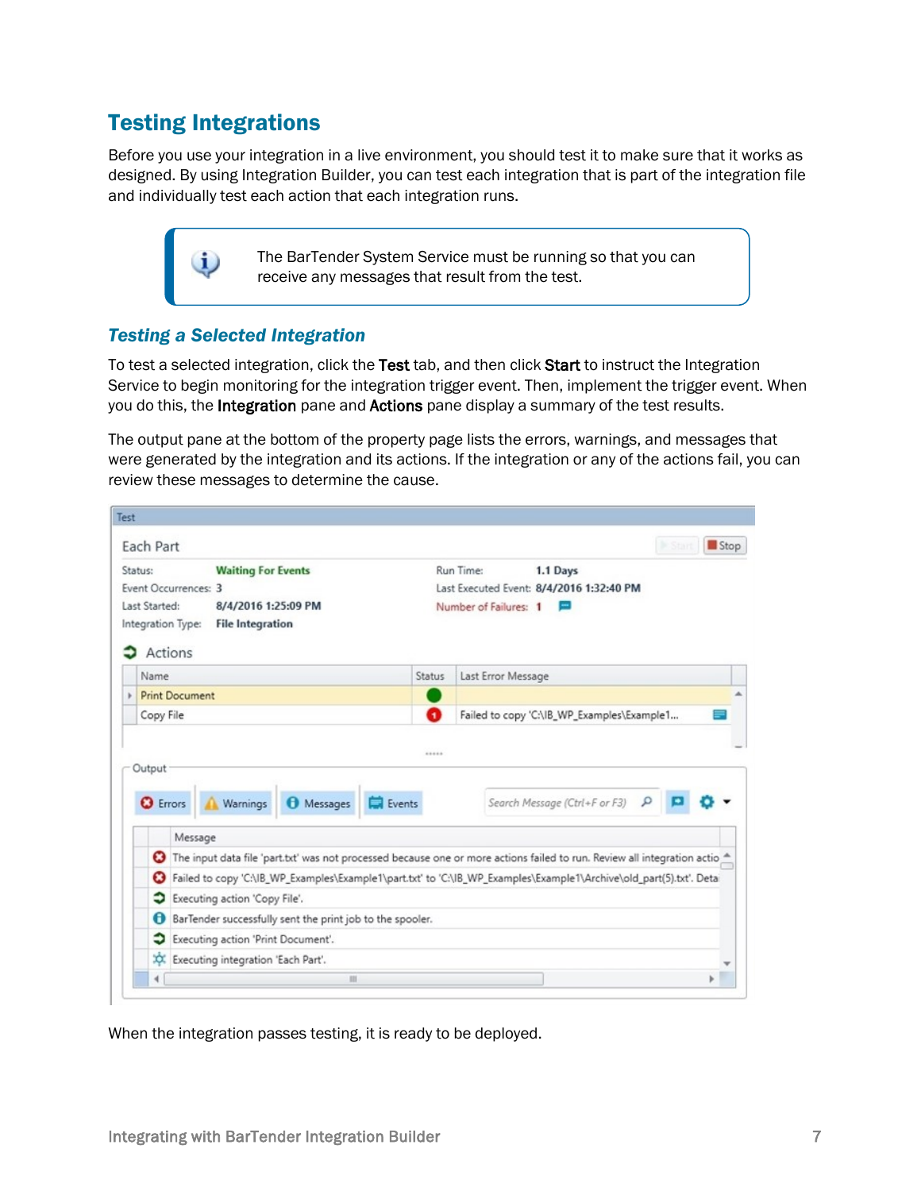## Testing Integrations

Before you use your integration in a live environment, you should test it to make sure that it works as designed. By using Integration Builder, you can test each integration that is part of the integration file and individually test each action that each integration runs.

> The BarTender System Service must be running so that you can receive any messages that result from the test.

### *Testing a Selected Integration*

To test a selected integration, click the **Test** tab, and then click **Start** to instruct the Integration Service to begin monitoring for the integration trigger event. Then, implement the trigger event. When you do this, the **Integration** pane and **Actions** pane display a summary of the test results.

The output pane at the bottom of the property page lists the errors, warnings, and messages that were generated by the integration and its actions. If the integration or any of the actions fail, you can review these messages to determine the cause.

When the integration passes testing, it is ready to be deployed.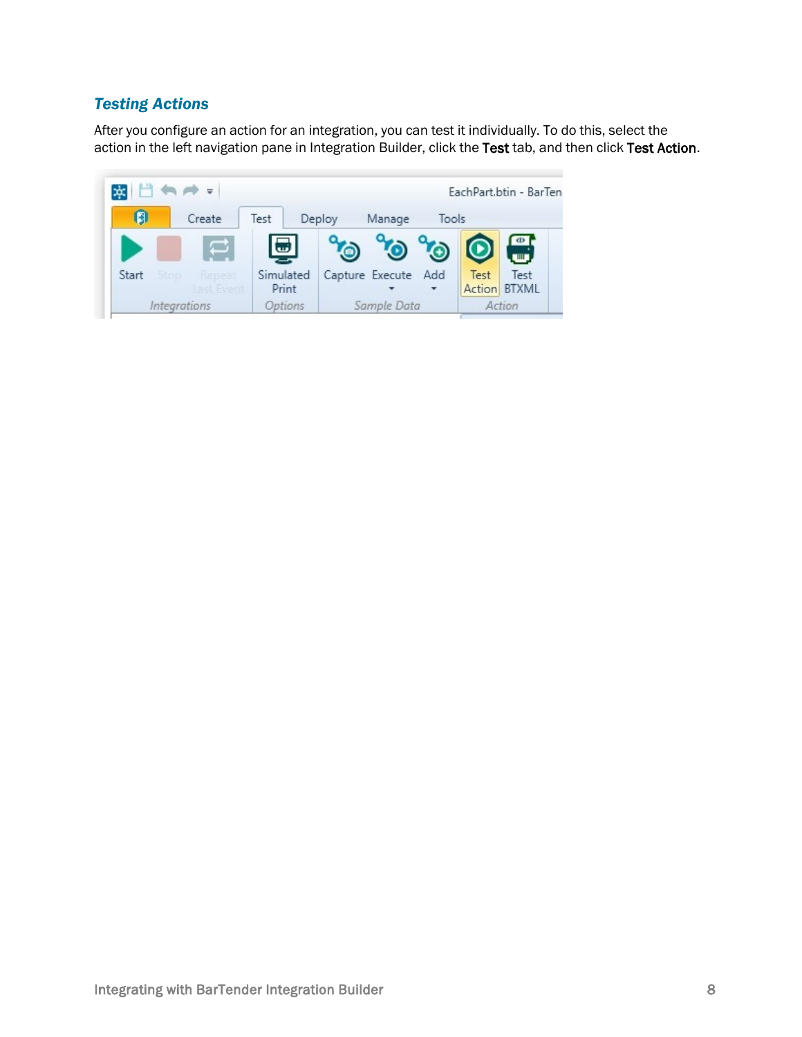### *Testing Actions*

After you configure an action for an integration, you can test it individually. To do this, select the action in the left navigation pane in Integration Builder, click the **Test** tab, and then click **Test Action**.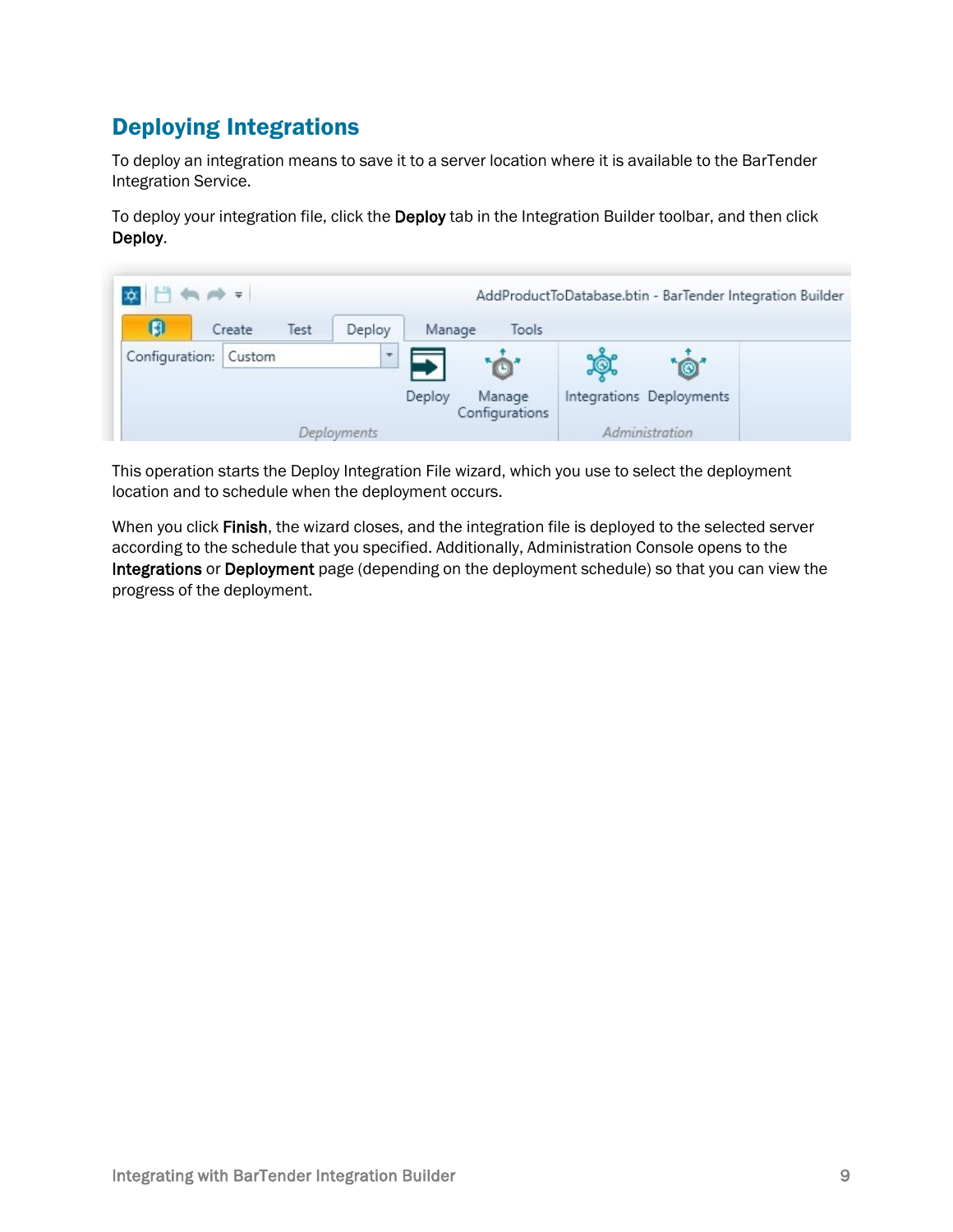## Deploying Integrations

To deploy an integration means to save it to a server location where it is available to the BarTender Integration Service.

To deploy your integration file, click the **Deploy** tab in the Integration Builder toolbar, and then click **Deploy**.

This operation starts the Deploy Integration File wizard, which you use to select the deployment location and to schedule when the deployment occurs.

When you click **Finish**, the wizard closes, and the integration file is deployed to the selected server according to the schedule that you specified. Additionally, Administration Console opens to the **Integrations** or **Deployment** page (depending on the deployment schedule) so that you can view the progress of the deployment.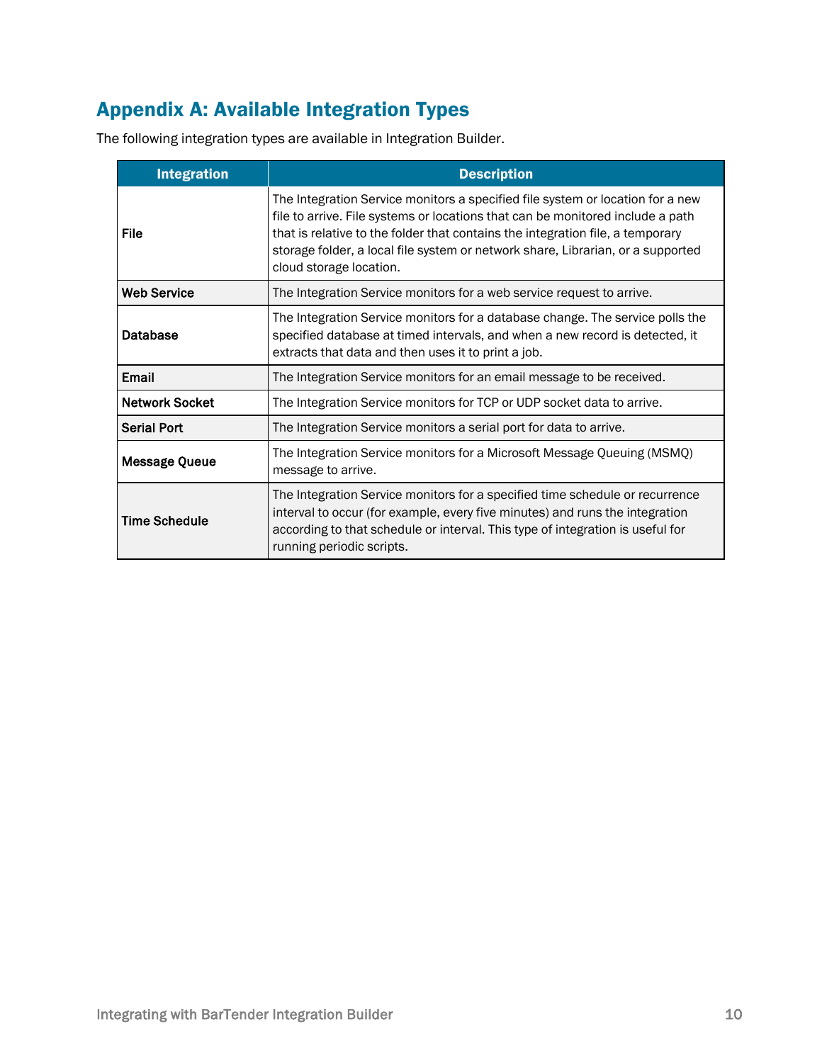## Appendix A: Available Integration Types

The following integration types are available in Integration Builder.

| Integration | Description |
|---|---|
| **File** | The Integration Service monitors a specified file system or location for a new file to arrive. File systems or locations that can be monitored include a path that is relative to the folder that contains the integration file, a temporary storage folder, a local file system or network share, Librarian, or a supported cloud storage location. |
| **Web Service** | The Integration Service monitors for a web service request to arrive. |
| **Database** | The Integration Service monitors for a database change. The service polls the specified database at timed intervals, and when a new record is detected, it extracts that data and then uses it to print a job. |
| **Email** | The Integration Service monitors for an email message to be received. |
| **Network Socket** | The Integration Service monitors for TCP or UDP socket data to arrive. |
| **Serial Port** | The Integration Service monitors a serial port for data to arrive. |
| **Message Queue** | The Integration Service monitors for a Microsoft Message Queuing (MSMQ) message to arrive. |
| **Time Schedule** | The Integration Service monitors for a specified time schedule or recurrence interval to occur (for example, every five minutes) and runs the integration according to that schedule or interval. This type of integration is useful for running periodic scripts. |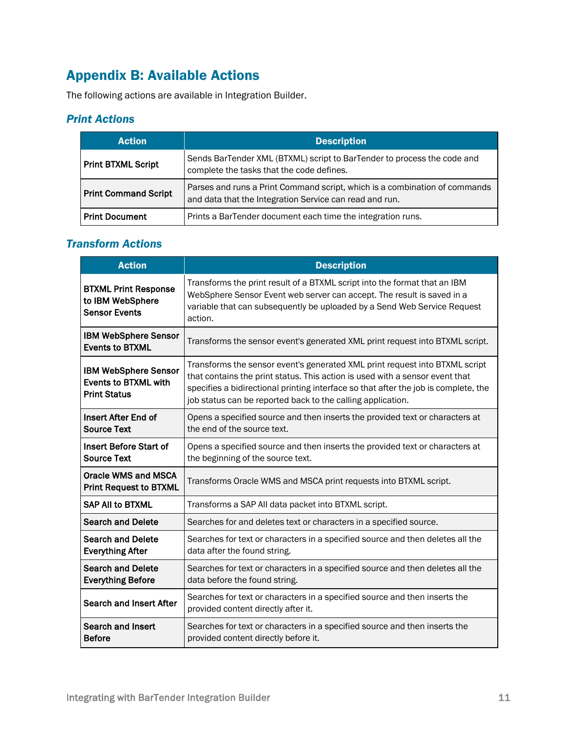# Appendix B: Available Actions

The following actions are available in Integration Builder.

## Print Actions

| Action | Description |
| --- | --- |
| **Print BTXML Script** | Sends BarTender XML (BTXML) script to BarTender to process the code and complete the tasks that the code defines. |
| **Print Command Script** | Parses and runs a Print Command script, which is a combination of commands and data that the Integration Service can read and run. |
| **Print Document** | Prints a BarTender document each time the integration runs. |

## Transform Actions

| Action | Description |
| --- | --- |
| **BTXML Print Response to IBM WebSphere Sensor Events** | Transforms the print result of a BTXML script into the format that an IBM WebSphere Sensor Event web server can accept. The result is saved in a variable that can subsequently be uploaded by a Send Web Service Request action. |
| **IBM WebSphere Sensor Events to BTXML** | Transforms the sensor event's generated XML print request into BTXML script. |
| **IBM WebSphere Sensor Events to BTXML with Print Status** | Transforms the sensor event's generated XML print request into BTXML script that contains the print status. This action is used with a sensor event that specifies a bidirectional printing interface so that after the job is complete, the job status can be reported back to the calling application. |
| **Insert After End of Source Text** | Opens a specified source and then inserts the provided text or characters at the end of the source text. |
| **Insert Before Start of Source Text** | Opens a specified source and then inserts the provided text or characters at the beginning of the source text. |
| **Oracle WMS and MSCA Print Request to BTXML** | Transforms Oracle WMS and MSCA print requests into BTXML script. |
| **SAP AII to BTXML** | Transforms a SAP AII data packet into BTXML script. |
| **Search and Delete** | Searches for and deletes text or characters in a specified source. |
| **Search and Delete Everything After** | Searches for text or characters in a specified source and then deletes all the data after the found string. |
| **Search and Delete Everything Before** | Searches for text or characters in a specified source and then deletes all the data before the found string. |
| **Search and Insert After** | Searches for text or characters in a specified source and then inserts the provided content directly after it. |
| **Search and Insert Before** | Searches for text or characters in a specified source and then inserts the provided content directly before it. |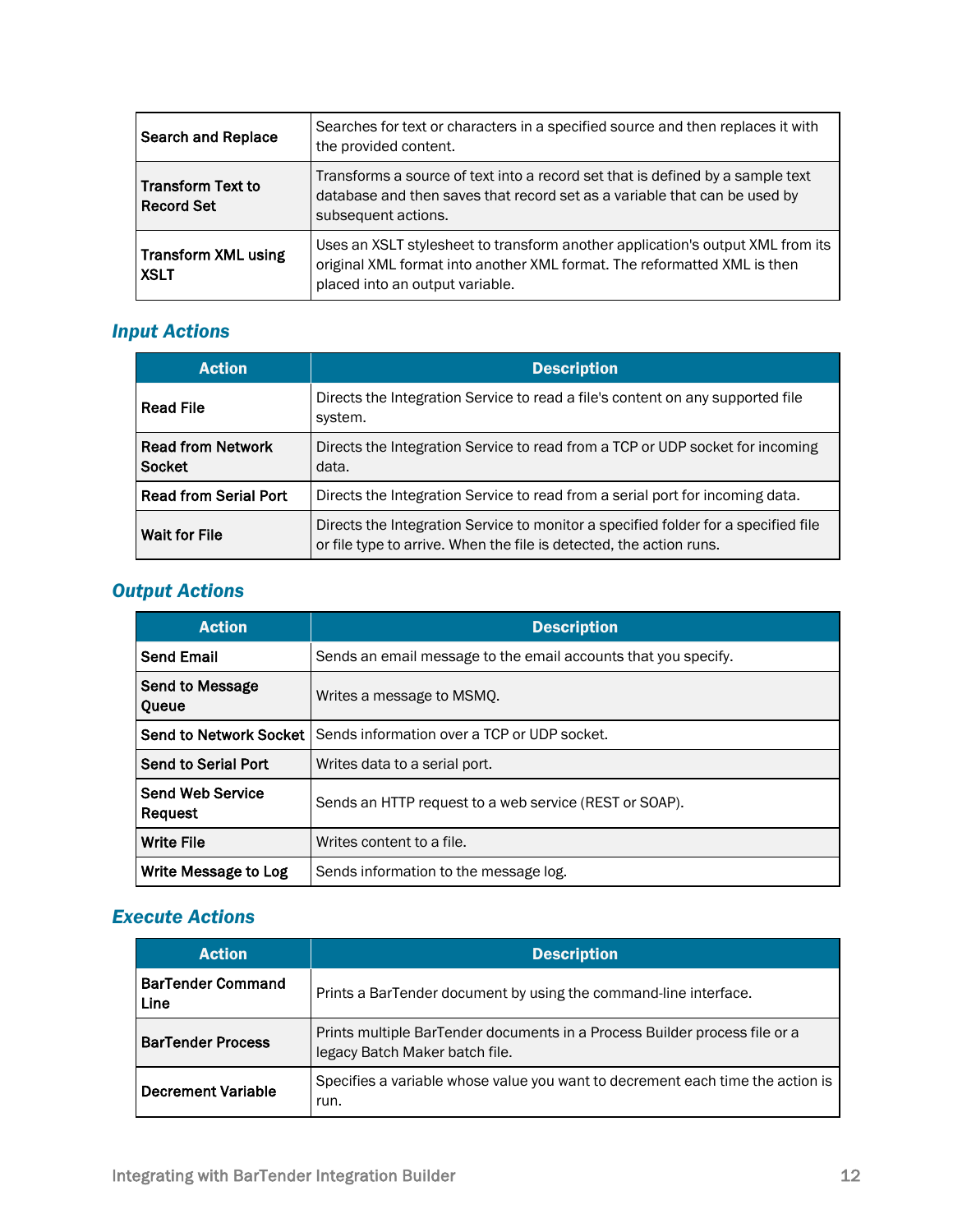| Search and Replace | Searches for text or characters in a specified source and then replaces it with the provided content. |
|---|---|
| Transform Text to Record Set | Transforms a source of text into a record set that is defined by a sample text database and then saves that record set as a variable that can be used by subsequent actions. |
| Transform XML using XSLT | Uses an XSLT stylesheet to transform another application's output XML from its original XML format into another XML format. The reformatted XML is then placed into an output variable. |

### Input Actions

| Action | Description |
|---|---|
| **Read File** | Directs the Integration Service to read a file's content on any supported file system. |
| **Read from Network Socket** | Directs the Integration Service to read from a TCP or UDP socket for incoming data. |
| **Read from Serial Port** | Directs the Integration Service to read from a serial port for incoming data. |
| **Wait for File** | Directs the Integration Service to monitor a specified folder for a specified file or file type to arrive. When the file is detected, the action runs. |

### Output Actions

| Action | Description |
|---|---|
| **Send Email** | Sends an email message to the email accounts that you specify. |
| **Send to Message Queue** | Writes a message to MSMQ. |
| **Send to Network Socket** | Sends information over a TCP or UDP socket. |
| **Send to Serial Port** | Writes data to a serial port. |
| **Send Web Service Request** | Sends an HTTP request to a web service (REST or SOAP). |
| **Write File** | Writes content to a file. |
| **Write Message to Log** | Sends information to the message log. |

### Execute Actions

| Action | Description |
|---|---|
| **BarTender Command Line** | Prints a BarTender document by using the command-line interface. |
| **BarTender Process** | Prints multiple BarTender documents in a Process Builder process file or a legacy Batch Maker batch file. |
| **Decrement Variable** | Specifies a variable whose value you want to decrement each time the action is run. |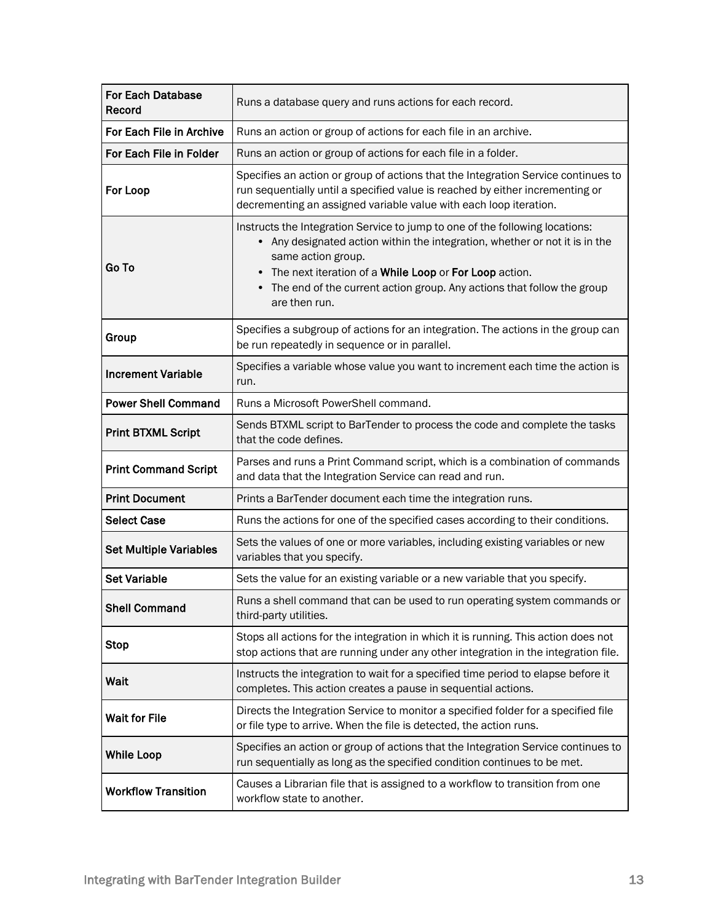| | |
|---|---|
| **For Each Database Record** | Runs a database query and runs actions for each record. |
| **For Each File in Archive** | Runs an action or group of actions for each file in an archive. |
| **For Each File in Folder** | Runs an action or group of actions for each file in a folder. |
| **For Loop** | Specifies an action or group of actions that the Integration Service continues to run sequentially until a specified value is reached by either incrementing or decrementing an assigned variable value with each loop iteration. |
| **Go To** | Instructs the Integration Service to jump to one of the following locations:<br>• Any designated action within the integration, whether or not it is in the same action group.<br>• The next iteration of a **While Loop** or **For Loop** action.<br>• The end of the current action group. Any actions that follow the group are then run. |
| **Group** | Specifies a subgroup of actions for an integration. The actions in the group can be run repeatedly in sequence or in parallel. |
| **Increment Variable** | Specifies a variable whose value you want to increment each time the action is run. |
| **Power Shell Command** | Runs a Microsoft PowerShell command. |
| **Print BTXML Script** | Sends BTXML script to BarTender to process the code and complete the tasks that the code defines. |
| **Print Command Script** | Parses and runs a Print Command script, which is a combination of commands and data that the Integration Service can read and run. |
| **Print Document** | Prints a BarTender document each time the integration runs. |
| **Select Case** | Runs the actions for one of the specified cases according to their conditions. |
| **Set Multiple Variables** | Sets the values of one or more variables, including existing variables or new variables that you specify. |
| **Set Variable** | Sets the value for an existing variable or a new variable that you specify. |
| **Shell Command** | Runs a shell command that can be used to run operating system commands or third-party utilities. |
| **Stop** | Stops all actions for the integration in which it is running. This action does not stop actions that are running under any other integration in the integration file. |
| **Wait** | Instructs the integration to wait for a specified time period to elapse before it completes. This action creates a pause in sequential actions. |
| **Wait for File** | Directs the Integration Service to monitor a specified folder for a specified file or file type to arrive. When the file is detected, the action runs. |
| **While Loop** | Specifies an action or group of actions that the Integration Service continues to run sequentially as long as the specified condition continues to be met. |
| **Workflow Transition** | Causes a Librarian file that is assigned to a workflow to transition from one workflow state to another. |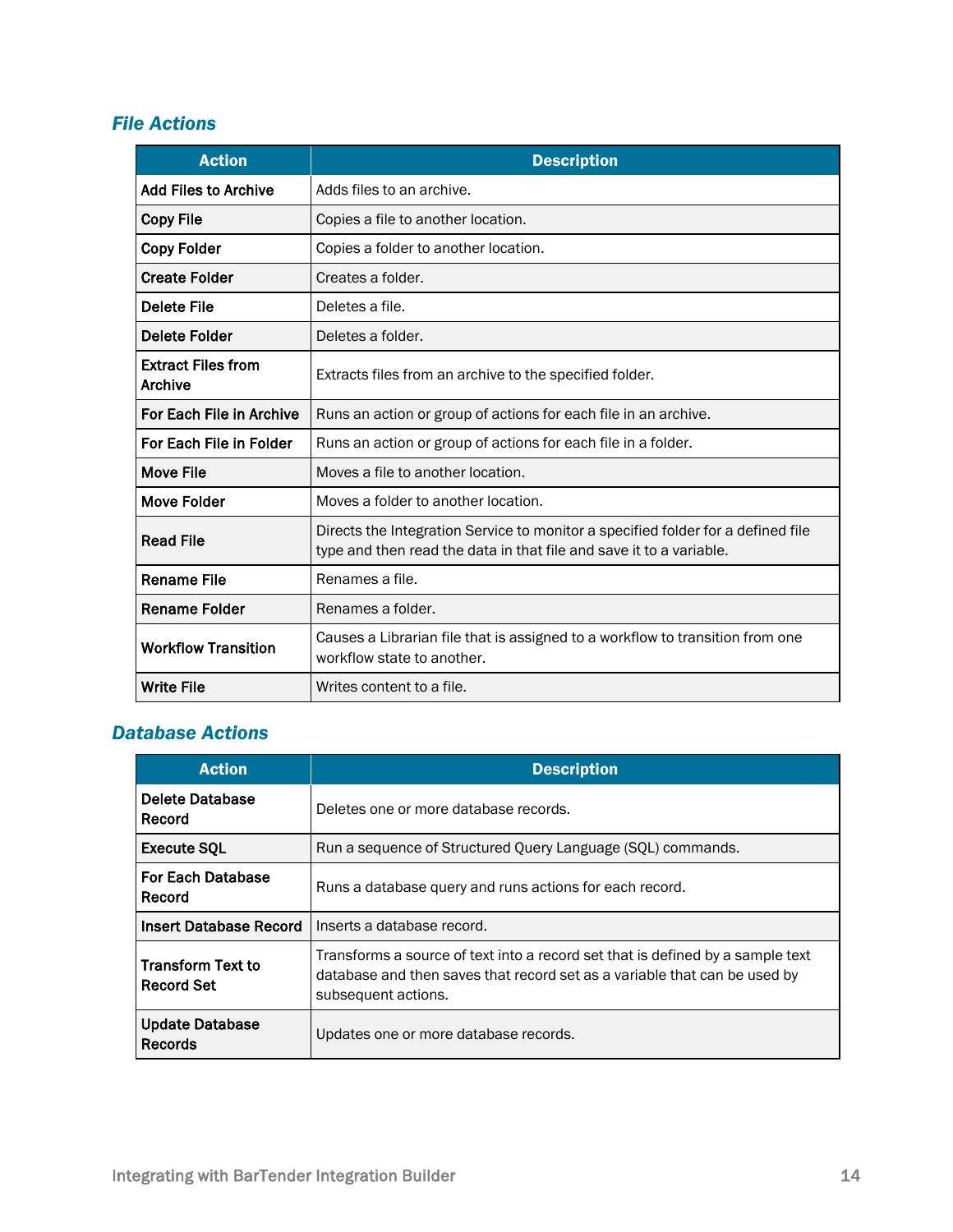### File Actions

| Action | Description |
|---|---|
| **Add Files to Archive** | Adds files to an archive. |
| **Copy File** | Copies a file to another location. |
| **Copy Folder** | Copies a folder to another location. |
| **Create Folder** | Creates a folder. |
| **Delete File** | Deletes a file. |
| **Delete Folder** | Deletes a folder. |
| **Extract Files from Archive** | Extracts files from an archive to the specified folder. |
| **For Each File in Archive** | Runs an action or group of actions for each file in an archive. |
| **For Each File in Folder** | Runs an action or group of actions for each file in a folder. |
| **Move File** | Moves a file to another location. |
| **Move Folder** | Moves a folder to another location. |
| **Read File** | Directs the Integration Service to monitor a specified folder for a defined file type and then read the data in that file and save it to a variable. |
| **Rename File** | Renames a file. |
| **Rename Folder** | Renames a folder. |
| **Workflow Transition** | Causes a Librarian file that is assigned to a workflow to transition from one workflow state to another. |
| **Write File** | Writes content to a file. |

### Database Actions

| Action | Description |
|---|---|
| **Delete Database Record** | Deletes one or more database records. |
| **Execute SQL** | Run a sequence of Structured Query Language (SQL) commands. |
| **For Each Database Record** | Runs a database query and runs actions for each record. |
| **Insert Database Record** | Inserts a database record. |
| **Transform Text to Record Set** | Transforms a source of text into a record set that is defined by a sample text database and then saves that record set as a variable that can be used by subsequent actions. |
| **Update Database Records** | Updates one or more database records. |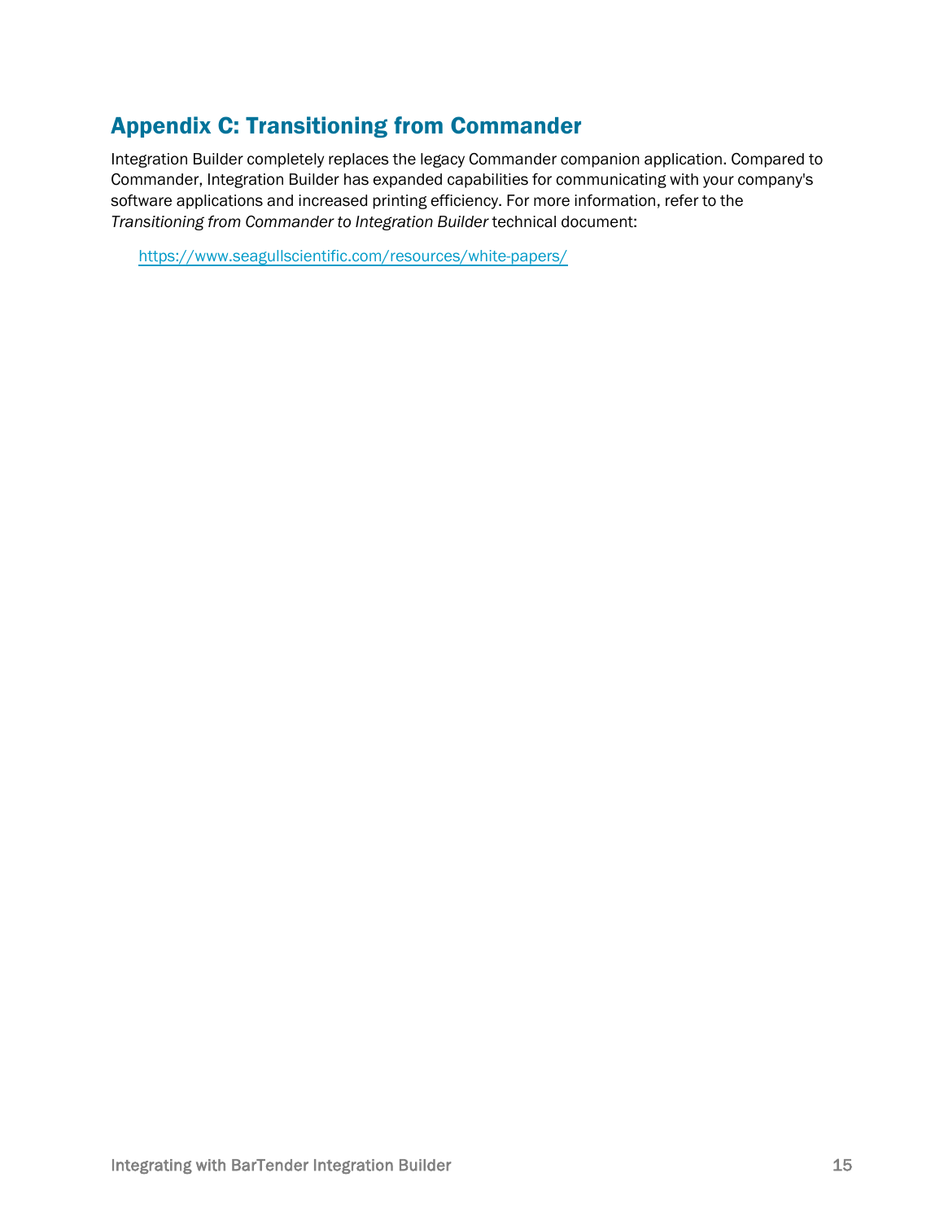## Appendix C: Transitioning from Commander

Integration Builder completely replaces the legacy Commander companion application. Compared to Commander, Integration Builder has expanded capabilities for communicating with your company's software applications and increased printing efficiency. For more information, refer to the *Transitioning from Commander to Integration Builder* technical document:

https://www.seagullscientific.com/resources/white-papers/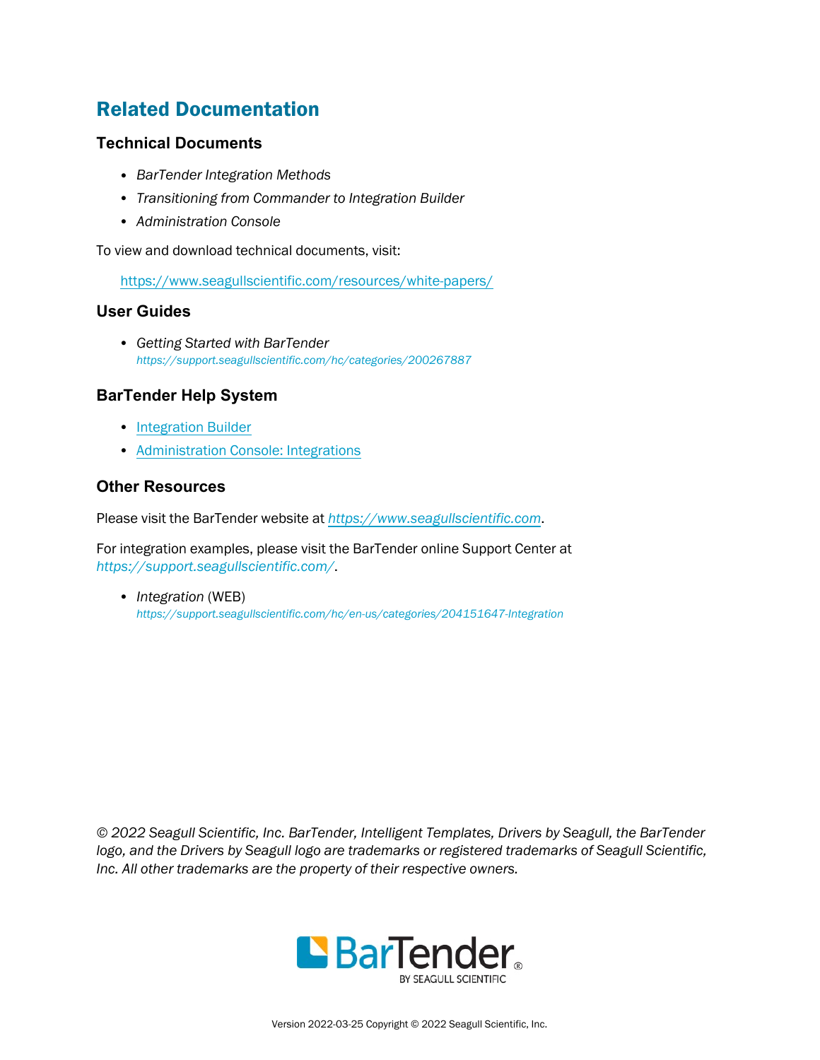# Related Documentation

## Technical Documents

- *BarTender Integration Methods*
- *Transitioning from Commander to Integration Builder*
- *Administration Console*

To view and download technical documents, visit:

https://www.seagullscientific.com/resources/white-papers/

## User Guides

- *Getting Started with BarTender*
  *https://support.seagullscientific.com/hc/categories/200267887*

## BarTender Help System

- Integration Builder
- Administration Console: Integrations

## Other Resources

Please visit the BarTender website at *https://www.seagullscientific.com*.

For integration examples, please visit the BarTender online Support Center at *https://support.seagullscientific.com/*.

- *Integration* (WEB)
  *https://support.seagullscientific.com/hc/en-us/categories/204151647-Integration*

*© 2022 Seagull Scientific, Inc. BarTender, Intelligent Templates, Drivers by Seagull, the BarTender logo, and the Drivers by Seagull logo are trademarks or registered trademarks of Seagull Scientific, Inc. All other trademarks are the property of their respective owners.*

BarTender® BY SEAGULL SCIENTIFIC

Version 2022-03-25 Copyright © 2022 Seagull Scientific, Inc.